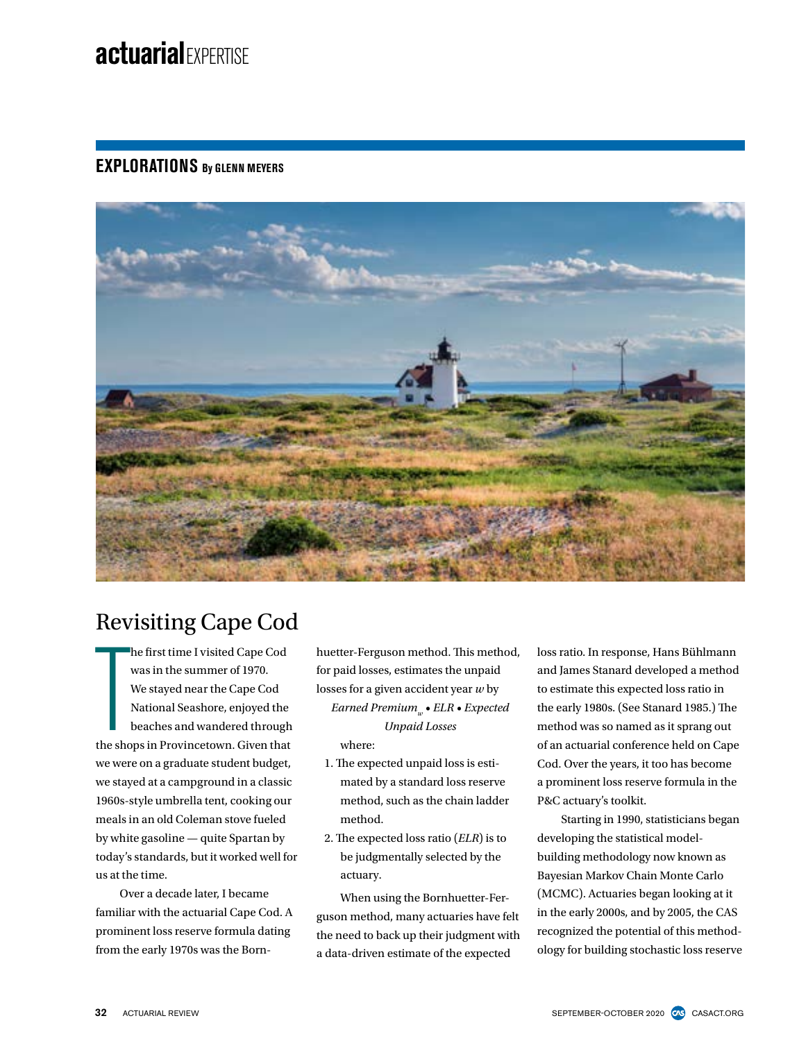**EXPLORATIONS** By GLENN MEYERS

# Revisiting Cape Cod

The first time I visited Cape Cod was in the summer of 1970. We stayed near the Cape Cod National Seashore, enjoyed the beaches and wandered through the shops in Provincetown. Given that we were on a graduate student budget, we stayed at a campground in a classic 1960s-style umbrella tent, cooking our meals in an old Coleman stove fueled by white gasoline — quite Spartan by today's standards, but it worked well for us at the time.

Over a decade later, I became familiar with the actuarial Cape Cod. A prominent loss reserve formula dating from the early 1970s was the Bornhuetter-Ferguson method. This method, for paid losses, estimates the unpaid losses for a given accident year $w$ by

$$\textit{Earned Premium}_w \bullet \textit{ELR} \bullet \textit{Expected Unpaid Losses}$$

where:

1. The expected unpaid loss is estimated by a standard loss reserve method, such as the chain ladder method.
2. The expected loss ratio (*ELR*) is to be judgmentally selected by the actuary.

When using the Bornhuetter-Ferguson method, many actuaries have felt the need to back up their judgment with a data-driven estimate of the expected loss ratio. In response, Hans Bühlmann and James Stanard developed a method to estimate this expected loss ratio in the early 1980s. (See Stanard 1985.) The method was so named as it sprang out of an actuarial conference held on Cape Cod. Over the years, it too has become a prominent loss reserve formula in the P&C actuary's toolkit.

Starting in 1990, statisticians began developing the statistical model-building methodology now known as Bayesian Markov Chain Monte Carlo (MCMC). Actuaries began looking at it in the early 2000s, and by 2005, the CAS recognized the potential of this methodology for building stochastic loss reserve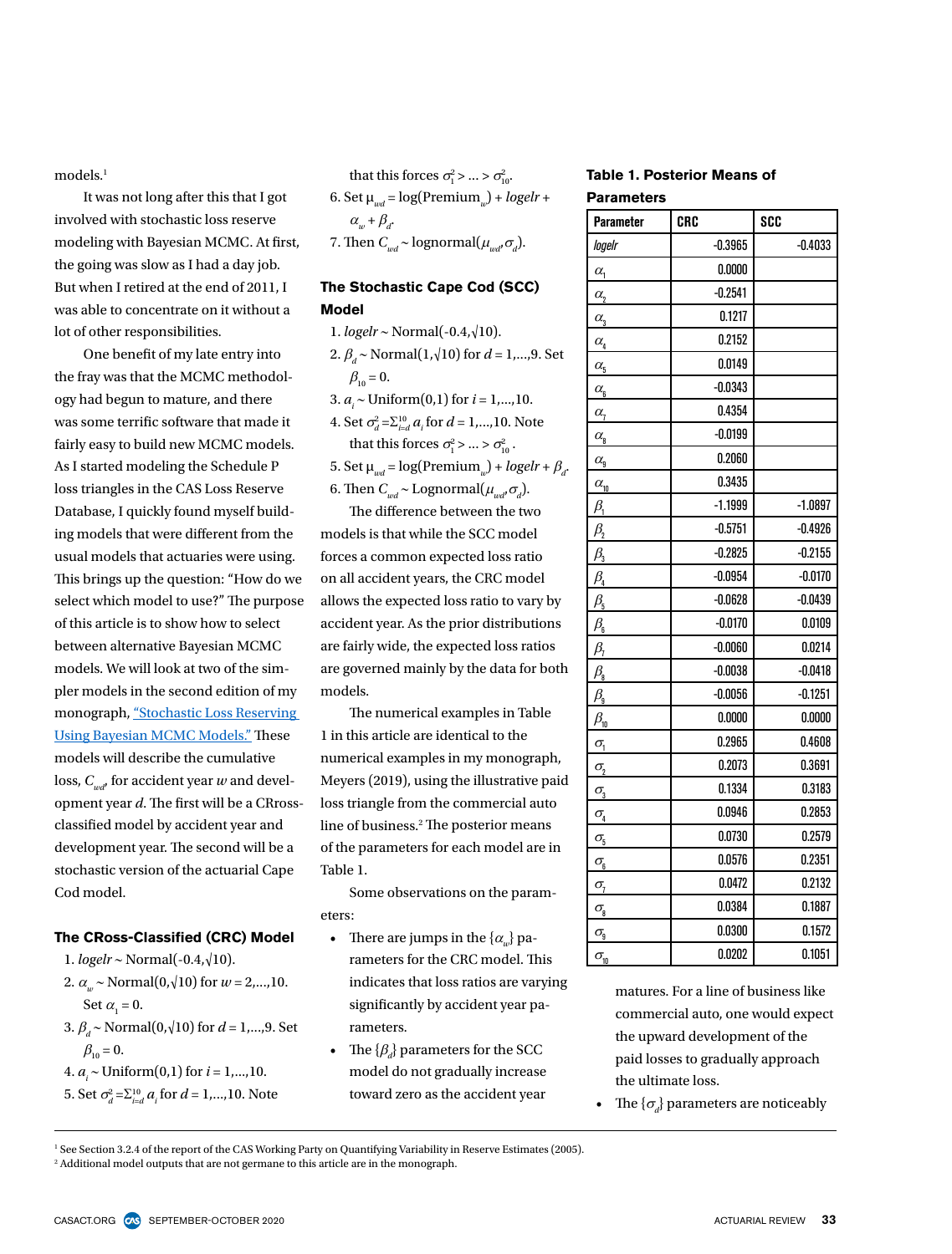models.[1]

It was not long after this that I got involved with stochastic loss reserve modeling with Bayesian MCMC. At first, the going was slow as I had a day job. But when I retired at the end of 2011, I was able to concentrate on it without a lot of other responsibilities.

One benefit of my late entry into the fray was that the MCMC methodology had begun to mature, and there was some terrific software that made it fairly easy to build new MCMC models. As I started modeling the Schedule P loss triangles in the CAS Loss Reserve Database, I quickly found myself building models that were different from the usual models that actuaries were using. This brings up the question: "How do we select which model to use?" The purpose of this article is to show how to select between alternative Bayesian MCMC models. We will look at two of the simpler models in the second edition of my monograph, "Stochastic Loss Reserving Using Bayesian MCMC Models." These models will describe the cumulative loss, $C_{wd}$, for accident year $w$ and development year $d$. The first will be a CRoss-classified model by accident year and development year. The second will be a stochastic version of the actuarial Cape Cod model.

### The CRoss-Classified (CRC) Model

1. $logelr \sim \text{Normal}(-0.4, \sqrt{10})$.
2. $\alpha_w \sim \text{Normal}(0, \sqrt{10})$ for $w = 2,\ldots,10$. Set $\alpha_1 = 0$.
3. $\beta_d \sim \text{Normal}(0, \sqrt{10})$ for $d = 1,\ldots,9$. Set $\beta_{10} = 0$.
4. $a_i \sim \text{Uniform}(0,1)$ for $i = 1,\ldots,10$.
5. Set $\sigma_d^2 = \Sigma_{i=d}^{10} a_i$ for $d = 1,\ldots,10$. Note that this forces $\sigma_1^2 > \ldots > \sigma_{10}^2$.
6. Set $\mu_{wd} = \log(\text{Premium}_w) + logelr + \alpha_w + \beta_d$.
7. Then $C_{wd} \sim \text{lognormal}(\mu_{wd}, \sigma_d)$.

### The Stochastic Cape Cod (SCC) Model

1. $logelr \sim \text{Normal}(-0.4, \sqrt{10})$.
2. $\beta_d \sim \text{Normal}(1, \sqrt{10})$ for $d = 1,\ldots,9$. Set $\beta_{10} = 0$.
3. $a_i \sim \text{Uniform}(0,1)$ for $i = 1,\ldots,10$.
4. Set $\sigma_d^2 = \Sigma_{i=d}^{10} a_i$ for $d = 1,\ldots,10$. Note that this forces $\sigma_1^2 > \ldots > \sigma_{10}^2$.
5. Set $\mu_{wd} = \log(\text{Premium}_w) + logelr + \beta_d$.
6. Then $C_{wd} \sim \text{Lognormal}(\mu_{wd}, \sigma_d)$.

The difference between the two models is that while the SCC model forces a common expected loss ratio on all accident years, the CRC model allows the expected loss ratio to vary by accident year. As the prior distributions are fairly wide, the expected loss ratios are governed mainly by the data for both models.

The numerical examples in Table 1 in this article are identical to the numerical examples in my monograph, Meyers (2019), using the illustrative paid loss triangle from the commercial auto line of business.[2] The posterior means of the parameters for each model are in Table 1.

Some observations on the parameters:

- There are jumps in the $\{\alpha_w\}$ parameters for the CRC model. This indicates that loss ratios are varying significantly by accident year parameters.
- The $\{\beta_d\}$ parameters for the SCC model do not gradually increase toward zero as the accident year matures. For a line of business like commercial auto, one would expect the upward development of the paid losses to gradually approach the ultimate loss.
- The $\{\sigma_d\}$ parameters are noticeably

**Table 1. Posterior Means of Parameters**

| Parameter | CRC | SCC |
|---|---|---|
| $logelr$ | -0.3965 | -0.4033 |
| $\alpha_1$ | 0.0000 | |
| $\alpha_2$ | -0.2541 | |
| $\alpha_3$ | 0.1217 | |
| $\alpha_4$ | 0.2152 | |
| $\alpha_5$ | 0.0149 | |
| $\alpha_6$ | -0.0343 | |
| $\alpha_7$ | 0.4354 | |
| $\alpha_8$ | -0.0199 | |
| $\alpha_9$ | 0.2060 | |
| $\alpha_{10}$ | 0.3435 | |
| $\beta_1$ | -1.1999 | -1.0897 |
| $\beta_2$ | -0.5751 | -0.4926 |
| $\beta_3$ | -0.2825 | -0.2155 |
| $\beta_4$ | -0.0954 | -0.0170 |
| $\beta_5$ | -0.0628 | -0.0439 |
| $\beta_6$ | -0.0170 | 0.0109 |
| $\beta_7$ | -0.0060 | 0.0214 |
| $\beta_8$ | -0.0038 | -0.0418 |
| $\beta_9$ | -0.0056 | -0.1251 |
| $\beta_{10}$ | 0.0000 | 0.0000 |
| $\sigma_1$ | 0.2965 | 0.4608 |
| $\sigma_2$ | 0.2073 | 0.3691 |
| $\sigma_3$ | 0.1334 | 0.3183 |
| $\sigma_4$ | 0.0946 | 0.2853 |
| $\sigma_5$ | 0.0730 | 0.2579 |
| $\sigma_6$ | 0.0576 | 0.2351 |
| $\sigma_7$ | 0.0472 | 0.2132 |
| $\sigma_8$ | 0.0384 | 0.1887 |
| $\sigma_9$ | 0.0300 | 0.1572 |
| $\sigma_{10}$ | 0.0202 | 0.1051 |

[1] See Section 3.2.4 of the report of the CAS Working Party on Quantifying Variability in Reserve Estimates (2005).

[2] Additional model outputs that are not germane to this article are in the monograph.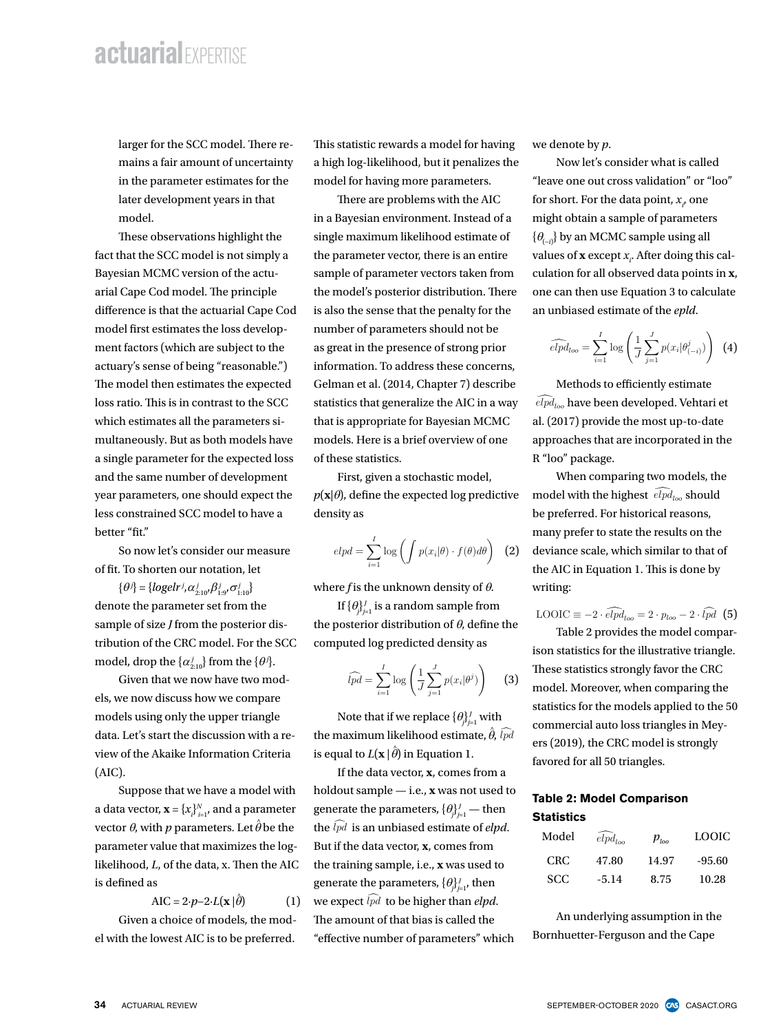larger for the SCC model. There remains a fair amount of uncertainty in the parameter estimates for the later development years in that model.

These observations highlight the fact that the SCC model is not simply a Bayesian MCMC version of the actuarial Cape Cod model. The principle difference is that the actuarial Cape Cod model first estimates the loss development factors (which are subject to the actuary's sense of being "reasonable.") The model then estimates the expected loss ratio. This is in contrast to the SCC which estimates all the parameters simultaneously. But as both models have a single parameter for the expected loss and the same number of development year parameters, one should expect the less constrained SCC model to have a better "fit."

So now let's consider our measure of fit. To shorten our notation, let

$\{\theta^j\} = \{logelr^j, \alpha^j_{2:10}, \beta^j_{1:9}, \sigma^j_{1:10}\}$

denote the parameter set from the sample of size $J$ from the posterior distribution of the CRC model. For the SCC model, drop the $\{\alpha^j_{2:10}\}$ from the $\{\theta^j\}$.

Given that we now have two models, we now discuss how we compare models using only the upper triangle data. Let's start the discussion with a review of the Akaike Information Criteria (AIC).

Suppose that we have a model with a data vector, $\mathbf{x} = \{x_i\}_{i=1}^N$, and a parameter vector $\theta$, with $p$ parameters. Let $\hat{\theta}$ be the parameter value that maximizes the log-likelihood, $L$, of the data, x. Then the AIC is defined as

$$\text{AIC} = 2 \cdot p - 2 \cdot L(\mathbf{x} \mid \hat{\theta}) \qquad (1)$$

Given a choice of models, the model with the lowest AIC is to be preferred. This statistic rewards a model for having a high log-likelihood, but it penalizes the model for having more parameters.

There are problems with the AIC in a Bayesian environment. Instead of a single maximum likelihood estimate of the parameter vector, there is an entire sample of parameter vectors taken from the model's posterior distribution. There is also the sense that the penalty for the number of parameters should not be as great in the presence of strong prior information. To address these concerns, Gelman et al. (2014, Chapter 7) describe statistics that generalize the AIC in a way that is appropriate for Bayesian MCMC models. Here is a brief overview of one of these statistics.

First, given a stochastic model, $p(\mathbf{x}|\theta)$, define the expected log predictive density as

$$elpd = \sum_{i=1}^{I} \log\left(\int p(x_i|\theta) \cdot f(\theta) d\theta\right) \qquad (2)$$

where $f$ is the unknown density of $\theta$.

If $\{\theta\}_{j=1}^J$ is a random sample from the posterior distribution of $\theta$, define the computed log predicted density as

$$\widehat{lpd} = \sum_{i=1}^{I} \log\left(\frac{1}{J}\sum_{j=1}^{J} p(x_i|\theta^j)\right) \qquad (3)$$

Note that if we replace $\{\theta\}_{j=1}^J$ with the maximum likelihood estimate, $\hat{\theta}$, $\widehat{lpd}$ is equal to $L(\mathbf{x} \mid \hat{\theta})$ in Equation 1.

If the data vector, $\mathbf{x}$, comes from a holdout sample — i.e., $\mathbf{x}$ was not used to generate the parameters, $\{\theta\}_{j=1}^J$ — then the $\widehat{lpd}$ is an unbiased estimate of *elpd*. But if the data vector, $\mathbf{x}$, comes from the training sample, i.e., $\mathbf{x}$ was used to generate the parameters, $\{\theta\}_{j=1}^J$, then we expect $\widehat{lpd}$ to be higher than *elpd*. The amount of that bias is called the "effective number of parameters" which we denote by $p$.

Now let's consider what is called "leave one out cross validation" or "loo" for short. For the data point, $x_i$, one might obtain a sample of parameters $\{\theta_{(-i)}\}$ by an MCMC sample using all values of $\mathbf{x}$ except $x_i$. After doing this calculation for all observed data points in $\mathbf{x}$, one can then use Equation 3 to calculate an unbiased estimate of the *epld*.

$$\widehat{elpd}_{loo} = \sum_{i=1}^{I} \log\left(\frac{1}{J}\sum_{j=1}^{J} p(x_i|\theta^j_{(-i)})\right) \qquad (4)$$

Methods to efficiently estimate $\widehat{elpd}_{loo}$ have been developed. Vehtari et al. (2017) provide the most up-to-date approaches that are incorporated in the R "loo" package.

When comparing two models, the model with the highest $\widehat{elpd}_{loo}$ should be preferred. For historical reasons, many prefer to state the results on the deviance scale, which similar to that of the AIC in Equation 1. This is done by writing:

$$\text{LOOIC} \equiv -2 \cdot \widehat{elpd}_{loo} = 2 \cdot p_{loo} - 2 \cdot \widehat{lpd} \qquad (5)$$

Table 2 provides the model comparison statistics for the illustrative triangle. These statistics strongly favor the CRC model. Moreover, when comparing the statistics for the models applied to the 50 commercial auto loss triangles in Meyers (2019), the CRC model is strongly favored for all 50 triangles.

**Table 2: Model Comparison Statistics**

| Model | $\widehat{elpd}_{loo}$ | $p_{loo}$ | LOOIC |
|---|---|---|---|
| CRC | 47.80 | 14.97 | -95.60 |
| SCC | -5.14 | 8.75 | 10.28 |

An underlying assumption in the Bornhuetter-Ferguson and the Cape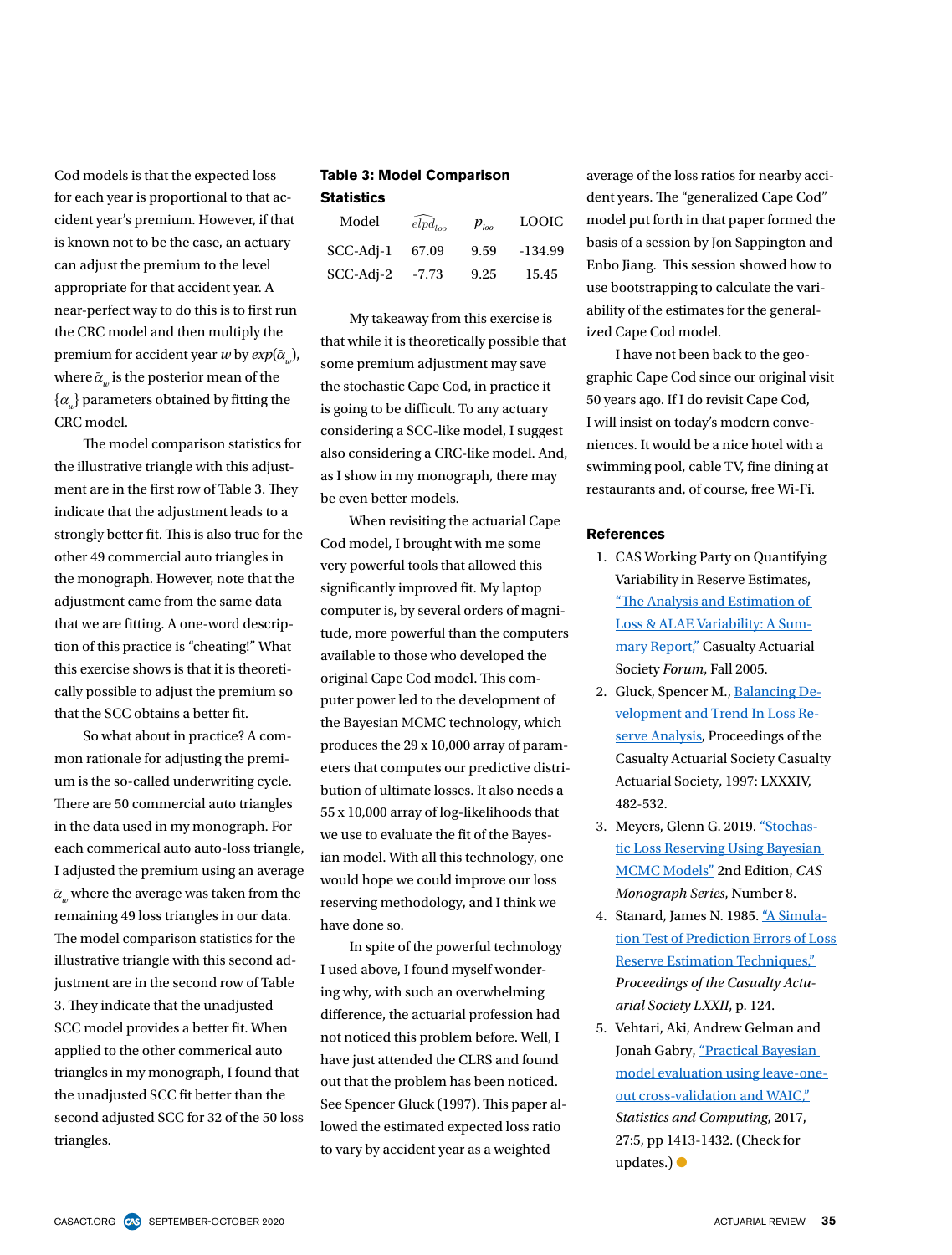Cod models is that the expected loss for each year is proportional to that accident year's premium. However, if that is known not to be the case, an actuary can adjust the premium to the level appropriate for that accident year. A near-perfect way to do this is to first run the CRC model and then multiply the premium for accident year $w$ by $exp(\bar{\alpha}_w)$, where $\bar{\alpha}_w$ is the posterior mean of the $\{\alpha_w\}$ parameters obtained by fitting the CRC model.

The model comparison statistics for the illustrative triangle with this adjustment are in the first row of Table 3. They indicate that the adjustment leads to a strongly better fit. This is also true for the other 49 commercial auto triangles in the monograph. However, note that the adjustment came from the same data that we are fitting. A one-word description of this practice is "cheating!" What this exercise shows is that it is theoretically possible to adjust the premium so that the SCC obtains a better fit.

So what about in practice? A common rationale for adjusting the premium is the so-called underwriting cycle. There are 50 commercial auto triangles in the data used in my monograph. For each commerical auto auto-loss triangle, I adjusted the premium using an average $\bar{\alpha}_w$ where the average was taken from the remaining 49 loss triangles in our data. The model comparison statistics for the illustrative triangle with this second adjustment are in the second row of Table 3. They indicate that the unadjusted SCC model provides a better fit. When applied to the other commerical auto triangles in my monograph, I found that the unadjusted SCC fit better than the second adjusted SCC for 32 of the 50 loss triangles.

**Table 3: Model Comparison Statistics**

| Model | $\widehat{elpd}_{loo}$ | $p_{loo}$ | LOOIC |
|---|---|---|---|
| SCC-Adj-1 | 67.09 | 9.59 | -134.99 |
| SCC-Adj-2 | -7.73 | 9.25 | 15.45 |

My takeaway from this exercise is that while it is theoretically possible that some premium adjustment may save the stochastic Cape Cod, in practice it is going to be difficult. To any actuary considering a SCC-like model, I suggest also considering a CRC-like model. And, as I show in my monograph, there may be even better models.

When revisiting the actuarial Cape Cod model, I brought with me some very powerful tools that allowed this significantly improved fit. My laptop computer is, by several orders of magnitude, more powerful than the computers available to those who developed the original Cape Cod model. This computer power led to the development of the Bayesian MCMC technology, which produces the 29 x 10,000 array of parameters that computes our predictive distribution of ultimate losses. It also needs a 55 x 10,000 array of log-likelihoods that we use to evaluate the fit of the Bayesian model. With all this technology, one would hope we could improve our loss reserving methodology, and I think we have done so.

In spite of the powerful technology I used above, I found myself wondering why, with such an overwhelming difference, the actuarial profession had not noticed this problem before. Well, I have just attended the CLRS and found out that the problem has been noticed. See Spencer Gluck (1997). This paper allowed the estimated expected loss ratio to vary by accident year as a weighted average of the loss ratios for nearby accident years. The "generalized Cape Cod" model put forth in that paper formed the basis of a session by Jon Sappington and Enbo Jiang. This session showed how to use bootstrapping to calculate the variability of the estimates for the generalized Cape Cod model.

I have not been back to the geographic Cape Cod since our original visit 50 years ago. If I do revisit Cape Cod, I will insist on today's modern conveniences. It would be a nice hotel with a swimming pool, cable TV, fine dining at restaurants and, of course, free Wi-Fi.

## References

1. CAS Working Party on Quantifying Variability in Reserve Estimates, "The Analysis and Estimation of Loss & ALAE Variability: A Summary Report," Casualty Actuarial Society *Forum*, Fall 2005.
2. Gluck, Spencer M., Balancing Development and Trend In Loss Reserve Analysis, Proceedings of the Casualty Actuarial Society Casualty Actuarial Society, 1997: LXXXIV, 482-532.
3. Meyers, Glenn G. 2019. "Stochastic Loss Reserving Using Bayesian MCMC Models" 2nd Edition, *CAS Monograph Series*, Number 8.
4. Stanard, James N. 1985. "A Simulation Test of Prediction Errors of Loss Reserve Estimation Techniques," *Proceedings of the Casualty Actuarial Society LXXII*, p. 124.
5. Vehtari, Aki, Andrew Gelman and Jonah Gabry, "Practical Bayesian model evaluation using leave-one-out cross-validation and WAIC," *Statistics and Computing*, 2017, 27:5, pp 1413-1432. (Check for updates.)